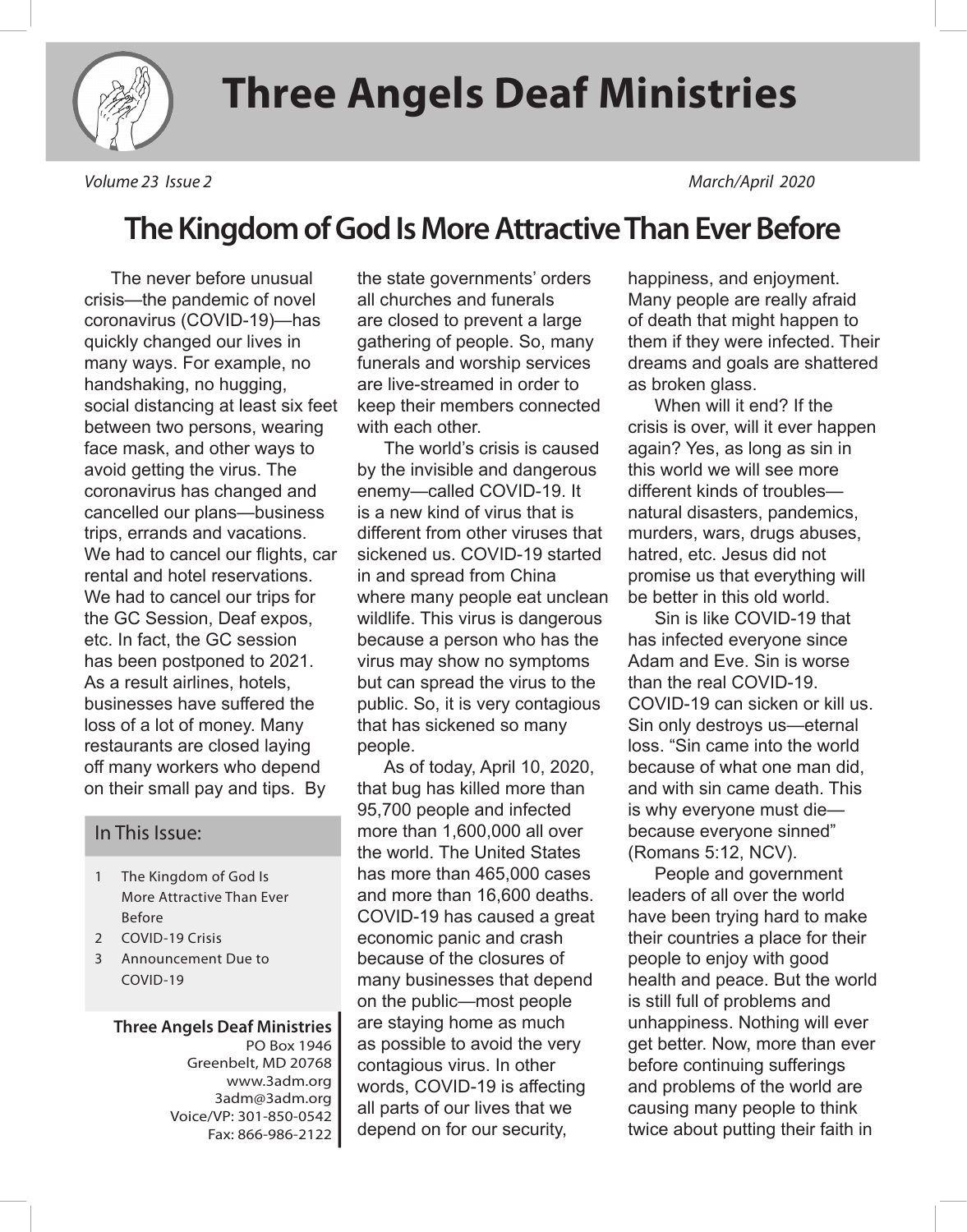# Three Angels Deaf Ministries

*Volume 23 Issue 2* *March/April 2020*

## The Kingdom of God Is More Attractive Than Ever Before

The never before unusual crisis—the pandemic of novel coronavirus (COVID-19)—has quickly changed our lives in many ways. For example, no handshaking, no hugging, social distancing at least six feet between two persons, wearing face mask, and other ways to avoid getting the virus. The coronavirus has changed and cancelled our plans—business trips, errands and vacations. We had to cancel our flights, car rental and hotel reservations. We had to cancel our trips for the GC Session, Deaf expos, etc. In fact, the GC session has been postponed to 2021. As a result airlines, hotels, businesses have suffered the loss of a lot of money. Many restaurants are closed laying off many workers who depend on their small pay and tips. By the state governments' orders all churches and funerals are closed to prevent a large gathering of people. So, many funerals and worship services are live-streamed in order to keep their members connected with each other.

The world's crisis is caused by the invisible and dangerous enemy—called COVID-19. It is a new kind of virus that is different from other viruses that sickened us. COVID-19 started in and spread from China where many people eat unclean wildlife. This virus is dangerous because a person who has the virus may show no symptoms but can spread the virus to the public. So, it is very contagious that has sickened so many people.

As of today, April 10, 2020, that bug has killed more than 95,700 people and infected more than 1,600,000 all over the world. The United States has more than 465,000 cases and more than 16,600 deaths. COVID-19 has caused a great economic panic and crash because of the closures of many businesses that depend on the public—most people are staying home as much as possible to avoid the very contagious virus. In other words, COVID-19 is affecting all parts of our lives that we depend on for our security, happiness, and enjoyment. Many people are really afraid of death that might happen to them if they were infected. Their dreams and goals are shattered as broken glass.

When will it end? If the crisis is over, will it ever happen again? Yes, as long as sin in this world we will see more different kinds of troubles—natural disasters, pandemics, murders, wars, drugs abuses, hatred, etc. Jesus did not promise us that everything will be better in this old world.

Sin is like COVID-19 that has infected everyone since Adam and Eve. Sin is worse than the real COVID-19. COVID-19 can sicken or kill us. Sin only destroys us—eternal loss. "Sin came into the world because of what one man did, and with sin came death. This is why everyone must die—because everyone sinned" (Romans 5:12, NCV).

People and government leaders of all over the world have been trying hard to make their countries a place for their people to enjoy with good health and peace. But the world is still full of problems and unhappiness. Nothing will ever get better. Now, more than ever before continuing sufferings and problems of the world are causing many people to think twice about putting their faith in

### In This Issue:

1. The Kingdom of God Is More Attractive Than Ever Before
2. COVID-19 Crisis
3. Announcement Due to COVID-19

**Three Angels Deaf Ministries**
PO Box 1946
Greenbelt, MD 20768
www.3adm.org
3adm@3adm.org
Voice/VP: 301-850-0542
Fax: 866-986-2122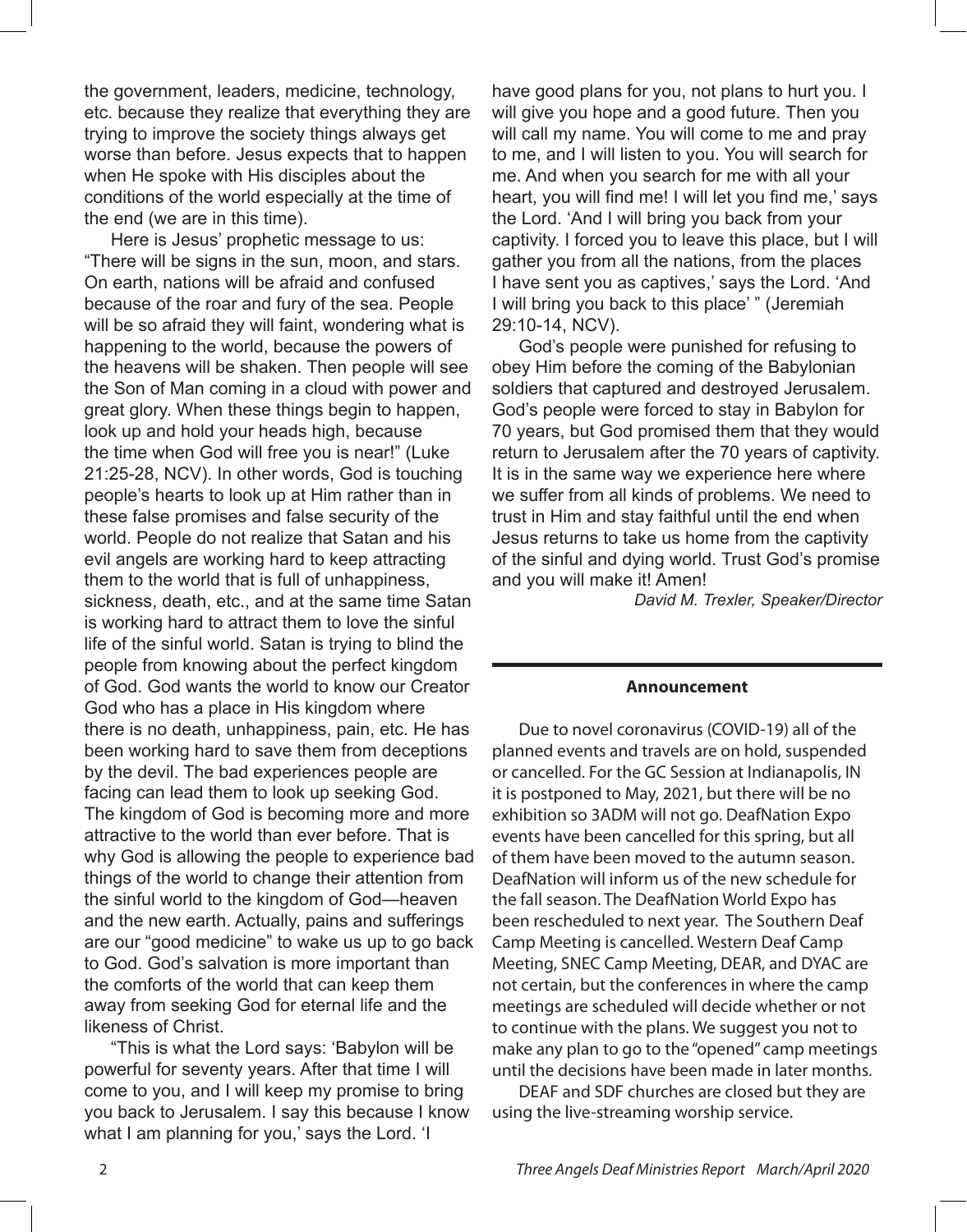the government, leaders, medicine, technology, etc. because they realize that everything they are trying to improve the society things always get worse than before. Jesus expects that to happen when He spoke with His disciples about the conditions of the world especially at the time of the end (we are in this time).

Here is Jesus' prophetic message to us: "There will be signs in the sun, moon, and stars. On earth, nations will be afraid and confused because of the roar and fury of the sea. People will be so afraid they will faint, wondering what is happening to the world, because the powers of the heavens will be shaken. Then people will see the Son of Man coming in a cloud with power and great glory. When these things begin to happen, look up and hold your heads high, because the time when God will free you is near!" (Luke 21:25-28, NCV). In other words, God is touching people's hearts to look up at Him rather than in these false promises and false security of the world. People do not realize that Satan and his evil angels are working hard to keep attracting them to the world that is full of unhappiness, sickness, death, etc., and at the same time Satan is working hard to attract them to love the sinful life of the sinful world. Satan is trying to blind the people from knowing about the perfect kingdom of God. God wants the world to know our Creator God who has a place in His kingdom where there is no death, unhappiness, pain, etc. He has been working hard to save them from deceptions by the devil. The bad experiences people are facing can lead them to look up seeking God. The kingdom of God is becoming more and more attractive to the world than ever before. That is why God is allowing the people to experience bad things of the world to change their attention from the sinful world to the kingdom of God—heaven and the new earth. Actually, pains and sufferings are our "good medicine" to wake us up to go back to God. God's salvation is more important than the comforts of the world that can keep them away from seeking God for eternal life and the likeness of Christ.

"This is what the Lord says: 'Babylon will be powerful for seventy years. After that time I will come to you, and I will keep my promise to bring you back to Jerusalem. I say this because I know what I am planning for you,' says the Lord. 'I have good plans for you, not plans to hurt you. I will give you hope and a good future. Then you will call my name. You will come to me and pray to me, and I will listen to you. You will search for me. And when you search for me with all your heart, you will find me! I will let you find me,' says the Lord. 'And I will bring you back from your captivity. I forced you to leave this place, but I will gather you from all the nations, from the places I have sent you as captives,' says the Lord. 'And I will bring you back to this place' " (Jeremiah 29:10-14, NCV).

God's people were punished for refusing to obey Him before the coming of the Babylonian soldiers that captured and destroyed Jerusalem. God's people were forced to stay in Babylon for 70 years, but God promised them that they would return to Jerusalem after the 70 years of captivity. It is in the same way we experience here where we suffer from all kinds of problems. We need to trust in Him and stay faithful until the end when Jesus returns to take us home from the captivity of the sinful and dying world. Trust God's promise and you will make it! Amen!

*David M. Trexler, Speaker/Director*

---

**Announcement**

Due to novel coronavirus (COVID-19) all of the planned events and travels are on hold, suspended or cancelled. For the GC Session at Indianapolis, IN it is postponed to May, 2021, but there will be no exhibition so 3ADM will not go. DeafNation Expo events have been cancelled for this spring, but all of them have been moved to the autumn season. DeafNation will inform us of the new schedule for the fall season. The DeafNation World Expo has been rescheduled to next year. The Southern Deaf Camp Meeting is cancelled. Western Deaf Camp Meeting, SNEC Camp Meeting, DEAR, and DYAC are not certain, but the conferences in where the camp meetings are scheduled will decide whether or not to continue with the plans. We suggest you not to make any plan to go to the "opened" camp meetings until the decisions have been made in later months.

DEAF and SDF churches are closed but they are using the live-streaming worship service.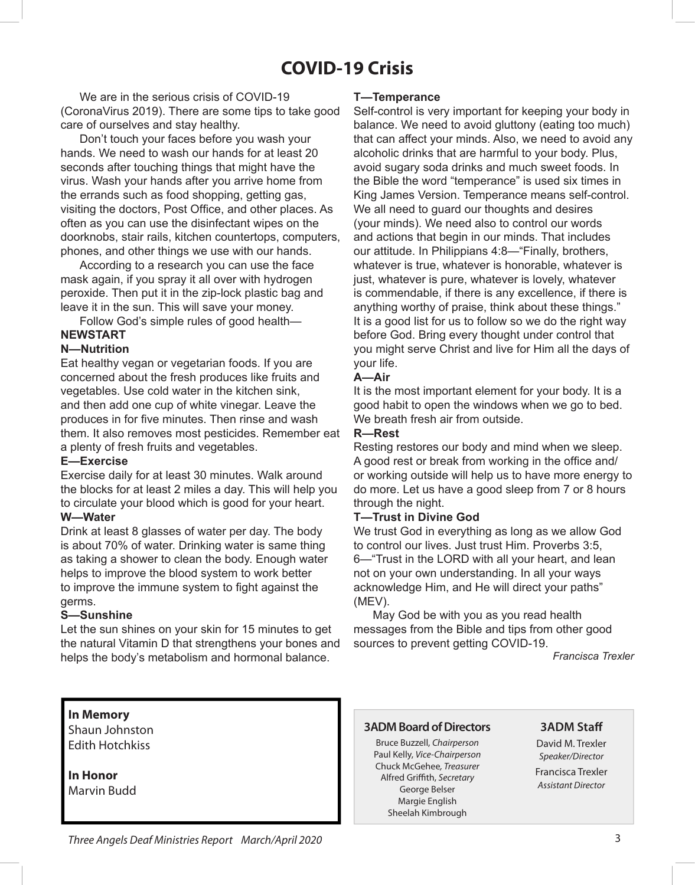# COVID-19 Crisis

We are in the serious crisis of COVID-19 (CoronaVirus 2019). There are some tips to take good care of ourselves and stay healthy.

Don't touch your faces before you wash your hands. We need to wash our hands for at least 20 seconds after touching things that might have the virus. Wash your hands after you arrive home from the errands such as food shopping, getting gas, visiting the doctors, Post Office, and other places. As often as you can use the disinfectant wipes on the doorknobs, stair rails, kitchen countertops, computers, phones, and other things we use with our hands.

According to a research you can use the face mask again, if you spray it all over with hydrogen peroxide. Then put it in the zip-lock plastic bag and leave it in the sun. This will save your money.

Follow God's simple rules of good health—

**NEWSTART**

**N—Nutrition**

Eat healthy vegan or vegetarian foods. If you are concerned about the fresh produces like fruits and vegetables. Use cold water in the kitchen sink, and then add one cup of white vinegar. Leave the produces in for five minutes. Then rinse and wash them. It also removes most pesticides. Remember eat a plenty of fresh fruits and vegetables.

**E—Exercise**

Exercise daily for at least 30 minutes. Walk around the blocks for at least 2 miles a day. This will help you to circulate your blood which is good for your heart.

**W—Water**

Drink at least 8 glasses of water per day. The body is about 70% of water. Drinking water is same thing as taking a shower to clean the body. Enough water helps to improve the blood system to work better to improve the immune system to fight against the germs.

**S—Sunshine**

Let the sun shines on your skin for 15 minutes to get the natural Vitamin D that strengthens your bones and helps the body's metabolism and hormonal balance.

**T—Temperance**

Self-control is very important for keeping your body in balance. We need to avoid gluttony (eating too much) that can affect your minds. Also, we need to avoid any alcoholic drinks that are harmful to your body. Plus, avoid sugary soda drinks and much sweet foods. In the Bible the word "temperance" is used six times in King James Version. Temperance means self-control. We all need to guard our thoughts and desires (your minds). We need also to control our words and actions that begin in our minds. That includes our attitude. In Philippians 4:8—"Finally, brothers, whatever is true, whatever is honorable, whatever is just, whatever is pure, whatever is lovely, whatever is commendable, if there is any excellence, if there is anything worthy of praise, think about these things." It is a good list for us to follow so we do the right way before God. Bring every thought under control that you might serve Christ and live for Him all the days of your life.

**A—Air**

It is the most important element for your body. It is a good habit to open the windows when we go to bed. We breath fresh air from outside.

**R—Rest**

Resting restores our body and mind when we sleep. A good rest or break from working in the office and/or working outside will help us to have more energy to do more. Let us have a good sleep from 7 or 8 hours through the night.

**T—Trust in Divine God**

We trust God in everything as long as we allow God to control our lives. Just trust Him. Proverbs 3:5, 6—"Trust in the LORD with all your heart, and lean not on your own understanding. In all your ways acknowledge Him, and He will direct your paths" (MEV).

May God be with you as you read health messages from the Bible and tips from other good sources to prevent getting COVID-19.

*Francisca Trexler*

**In Memory**
Shaun Johnston
Edith Hotchkiss

**In Honor**
Marvin Budd

**3ADM Board of Directors**

Bruce Buzzell, *Chairperson*
Paul Kelly, *Vice-Chairperson*
Chuck McGehee, *Treasurer*
Alfred Griffith, *Secretary*
George Belser
Margie English
Sheelah Kimbrough

**3ADM Staff**

David M. Trexler
*Speaker/Director*
Francisca Trexler
*Assistant Director*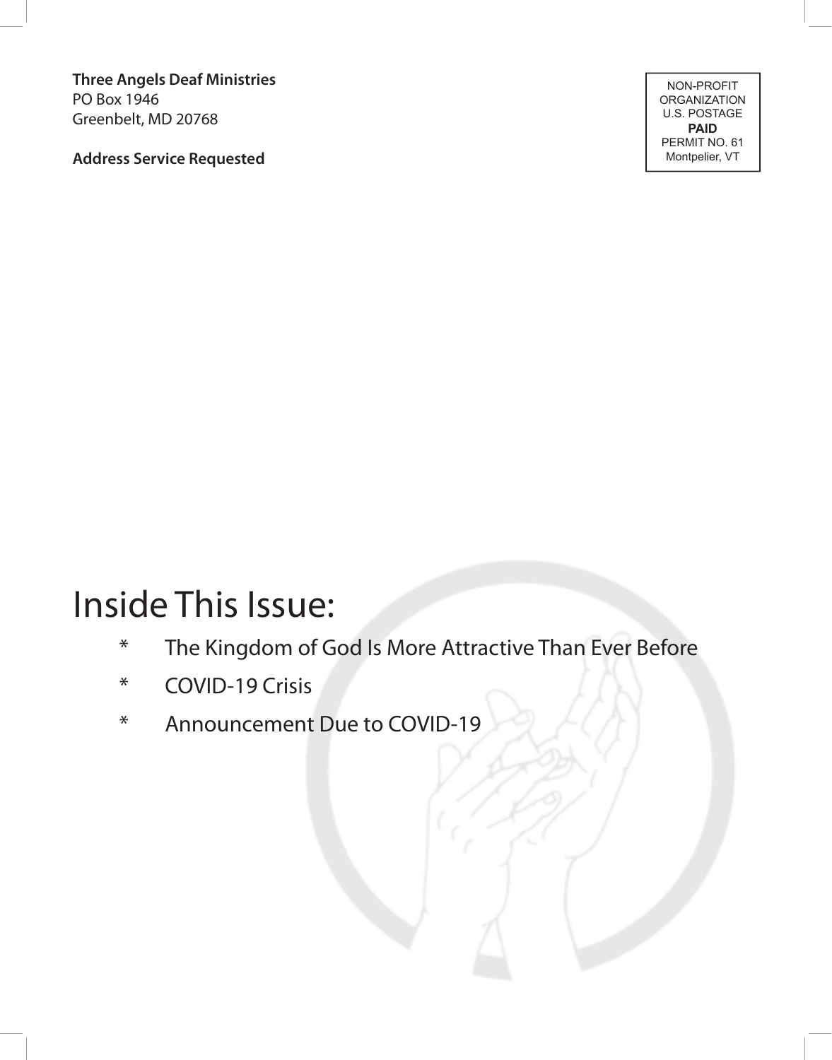**Three Angels Deaf Ministries**
PO Box 1946
Greenbelt, MD 20768

**Address Service Requested**

NON-PROFIT
ORGANIZATION
U.S. POSTAGE
**PAID**
PERMIT NO. 61
Montpelier, VT

# Inside This Issue:

* The Kingdom of God Is More Attractive Than Ever Before
* COVID-19 Crisis
* Announcement Due to COVID-19